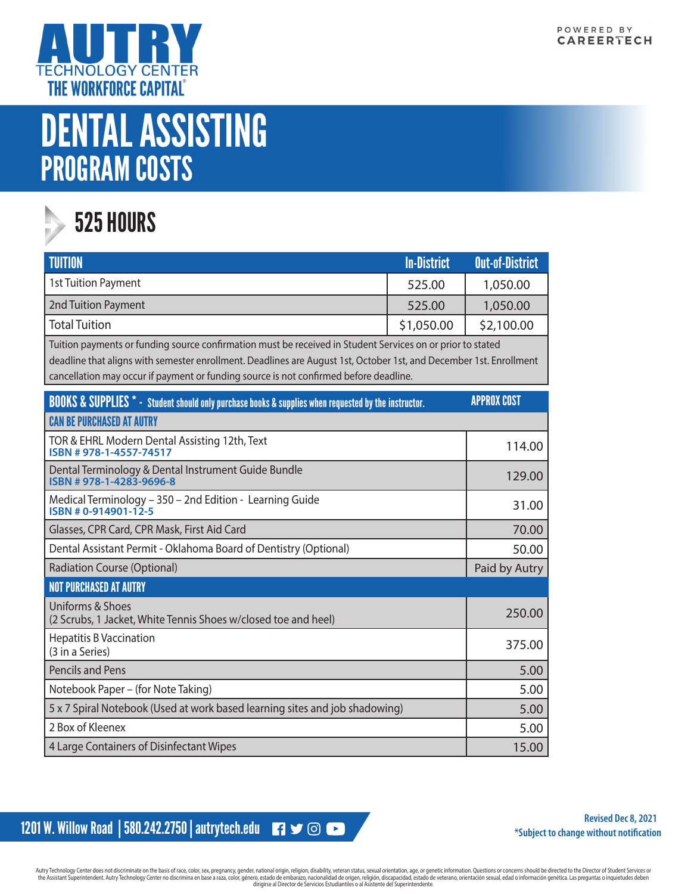AUTRY TECHNOLOGY CENTER
THE WORKFORCE CAPITAL®

POWERED BY CAREERTECH

# DENTAL ASSISTING
## PROGRAM COSTS

### 525 HOURS

| TUITION | In-District | Out-of-District |
|---|---|---|
| 1st Tuition Payment | 525.00 | 1,050.00 |
| 2nd Tuition Payment | 525.00 | 1,050.00 |
| Total Tuition | $1,050.00 | $2,100.00 |

Tuition payments or funding source confirmation must be received in Student Services on or prior to stated deadline that aligns with semester enrollment. Deadlines are August 1st, October 1st, and December 1st. Enrollment cancellation may occur if payment or funding source is not confirmed before deadline.

| BOOKS & SUPPLIES * - Student should only purchase books & supplies when requested by the instructor. | APPROX COST |
|---|---|
| **CAN BE PURCHASED AT AUTRY** | |
| TOR & EHRL Modern Dental Assisting 12th, Text<br>ISBN # 978-1-4557-74517 | 114.00 |
| Dental Terminology & Dental Instrument Guide Bundle<br>ISBN # 978-1-4283-9696-8 | 129.00 |
| Medical Terminology – 350 – 2nd Edition - Learning Guide<br>ISBN # 0-914901-12-5 | 31.00 |
| Glasses, CPR Card, CPR Mask, First Aid Card | 70.00 |
| Dental Assistant Permit - Oklahoma Board of Dentistry (Optional) | 50.00 |
| Radiation Course (Optional) | Paid by Autry |
| **NOT PURCHASED AT AUTRY** | |
| Uniforms & Shoes<br>(2 Scrubs, 1 Jacket, White Tennis Shoes w/closed toe and heel) | 250.00 |
| Hepatitis B Vaccination<br>(3 in a Series) | 375.00 |
| Pencils and Pens | 5.00 |
| Notebook Paper – (for Note Taking) | 5.00 |
| 5 x 7 Spiral Notebook (Used at work based learning sites and job shadowing) | 5.00 |
| 2 Box of Kleenex | 5.00 |
| 4 Large Containers of Disinfectant Wipes | 15.00 |

1201 W. Willow Road | 580.242.2750 | autrytech.edu

Revised Dec 8, 2021
*Subject to change without notification

Autry Technology Center does not discriminate on the basis of race, color, sex, pregnancy, gender, national origin, religion, disability, veteran status, sexual orientation, age, or genetic information. Questions or concerns should be directed to the Director of Student Services or the Assistant Superintendent. Autry Technology Center no discrimina en base a raza, color, género, estado de embarazo, nacionalidad de origen, religión, discapacidad, estado de veterano, orientación sexual, edad o información genética. Las preguntas o inquietudes deben dirigirse al Director de Servicios Estudiantiles o al Asistente del Superintendente.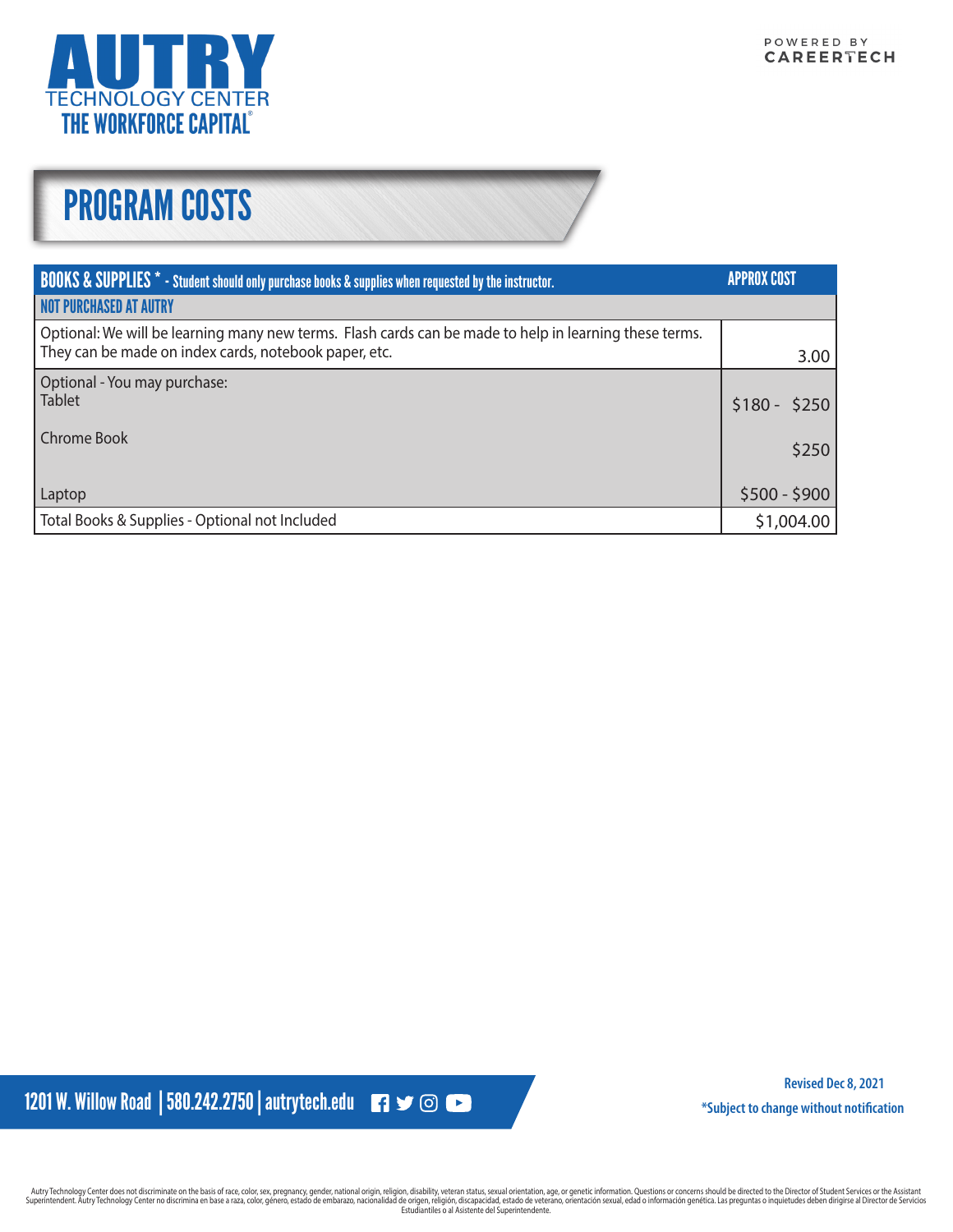# PROGRAM COSTS

| BOOKS & SUPPLIES * - Student should only purchase books & supplies when requested by the instructor. | APPROX COST |
|---|---|
| NOT PURCHASED AT AUTRY | |
| Optional: We will be learning many new terms. Flash cards can be made to help in learning these terms. They can be made on index cards, notebook paper, etc. | 3.00 |
| Optional - You may purchase:<br>Tablet | $180 - $250 |
| Chrome Book | $250 |
| Laptop | $500 - $900 |
| Total Books & Supplies - Optional not Included | $1,004.00 |

1201 W. Willow Road | 580.242.2750 | autrytech.edu

Revised Dec 8, 2021

*Subject to change without notification

Autry Technology Center does not discriminate on the basis of race, color, sex, pregnancy, gender, national origin, religion, disability, veteran status, sexual orientation, age, or genetic information. Questions or concerns should be directed to the Director of Student Services or the Assistant Superintendent. Autry Technology Center no discrimina en base a raza, color, género, estado de embarazo, nacionalidad de origen, religión, discapacidad, estado de veterano, orientación sexual, edad o información genética. Las preguntas o inquietudes deben dirigirse al Director de Servicios Estudiantiles o al Asistente del Superintendente.